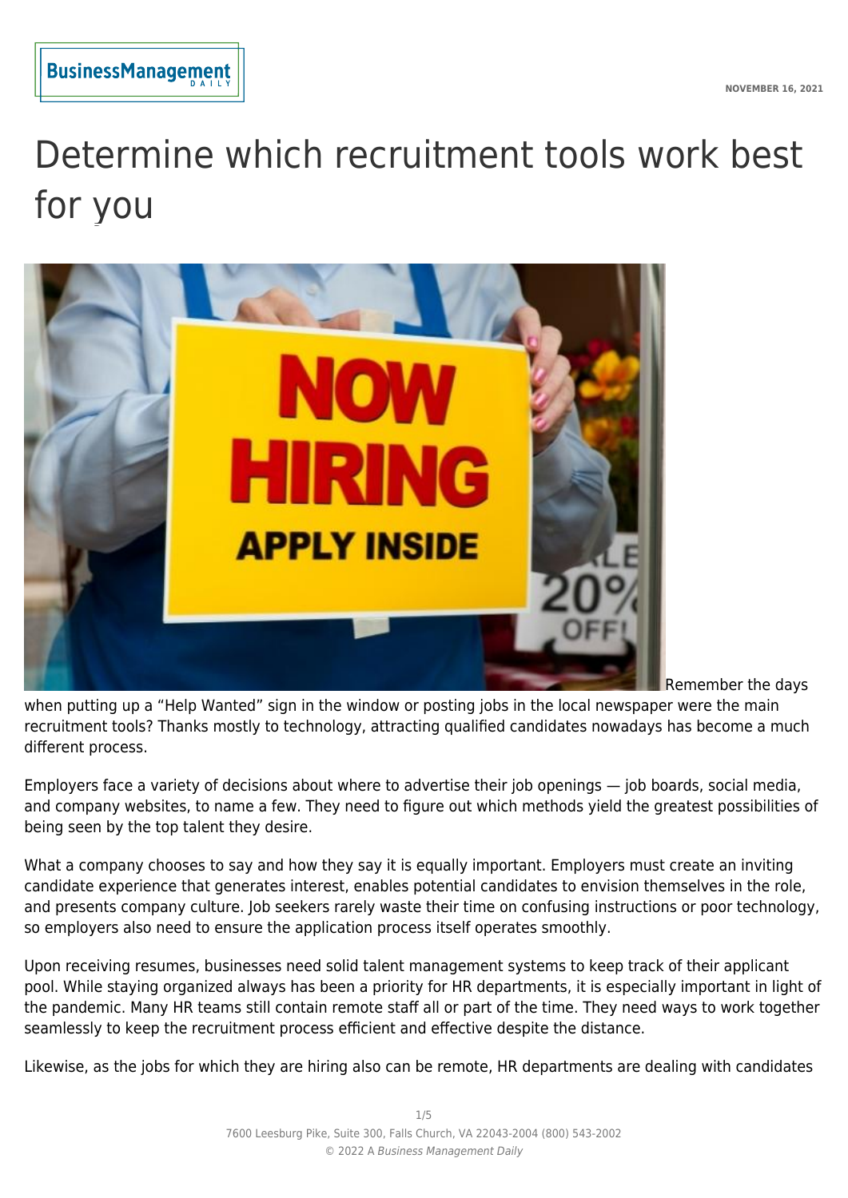# Determine which recruitment tools work best for you

Remember the days when putting up a "Help Wanted" sign in the window or posting jobs in the local newspaper were the main recruitment tools? Thanks mostly to technology, attracting qualified candidates nowadays has become a much different process.

Employers face a variety of decisions about where to advertise their job openings — job boards, social media, and company websites, to name a few. They need to figure out which methods yield the greatest possibilities of being seen by the top talent they desire.

What a company chooses to say and how they say it is equally important. Employers must create an inviting candidate experience that generates interest, enables potential candidates to envision themselves in the role, and presents company culture. Job seekers rarely waste their time on confusing instructions or poor technology, so employers also need to ensure the application process itself operates smoothly.

Upon receiving resumes, businesses need solid talent management systems to keep track of their applicant pool. While staying organized always has been a priority for HR departments, it is especially important in light of the pandemic. Many HR teams still contain remote staff all or part of the time. They need ways to work together seamlessly to keep the recruitment process efficient and effective despite the distance.

Likewise, as the jobs for which they are hiring also can be remote, HR departments are dealing with candidates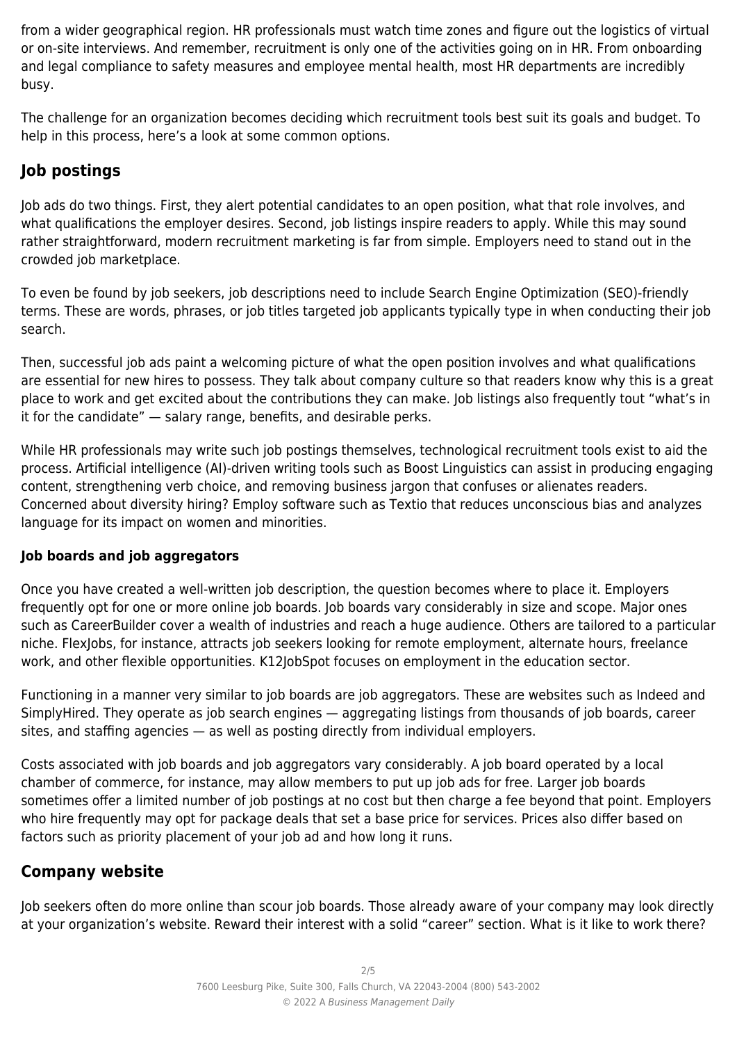from a wider geographical region. HR professionals must watch time zones and figure out the logistics of virtual or on-site interviews. And remember, recruitment is only one of the activities going on in HR. From onboarding and legal compliance to safety measures and employee mental health, most HR departments are incredibly busy.

The challenge for an organization becomes deciding which recruitment tools best suit its goals and budget. To help in this process, here's a look at some common options.

## Job postings

Job ads do two things. First, they alert potential candidates to an open position, what that role involves, and what qualifications the employer desires. Second, job listings inspire readers to apply. While this may sound rather straightforward, modern recruitment marketing is far from simple. Employers need to stand out in the crowded job marketplace.

To even be found by job seekers, job descriptions need to include Search Engine Optimization (SEO)-friendly terms. These are words, phrases, or job titles targeted job applicants typically type in when conducting their job search.

Then, successful job ads paint a welcoming picture of what the open position involves and what qualifications are essential for new hires to possess. They talk about company culture so that readers know why this is a great place to work and get excited about the contributions they can make. Job listings also frequently tout "what's in it for the candidate" — salary range, benefits, and desirable perks.

While HR professionals may write such job postings themselves, technological recruitment tools exist to aid the process. Artificial intelligence (AI)-driven writing tools such as Boost Linguistics can assist in producing engaging content, strengthening verb choice, and removing business jargon that confuses or alienates readers. Concerned about diversity hiring? Employ software such as Textio that reduces unconscious bias and analyzes language for its impact on women and minorities.

### Job boards and job aggregators

Once you have created a well-written job description, the question becomes where to place it. Employers frequently opt for one or more online job boards. Job boards vary considerably in size and scope. Major ones such as CareerBuilder cover a wealth of industries and reach a huge audience. Others are tailored to a particular niche. FlexJobs, for instance, attracts job seekers looking for remote employment, alternate hours, freelance work, and other flexible opportunities. K12JobSpot focuses on employment in the education sector.

Functioning in a manner very similar to job boards are job aggregators. These are websites such as Indeed and SimplyHired. They operate as job search engines — aggregating listings from thousands of job boards, career sites, and staffing agencies — as well as posting directly from individual employers.

Costs associated with job boards and job aggregators vary considerably. A job board operated by a local chamber of commerce, for instance, may allow members to put up job ads for free. Larger job boards sometimes offer a limited number of job postings at no cost but then charge a fee beyond that point. Employers who hire frequently may opt for package deals that set a base price for services. Prices also differ based on factors such as priority placement of your job ad and how long it runs.

## Company website

Job seekers often do more online than scour job boards. Those already aware of your company may look directly at your organization's website. Reward their interest with a solid "career" section. What is it like to work there?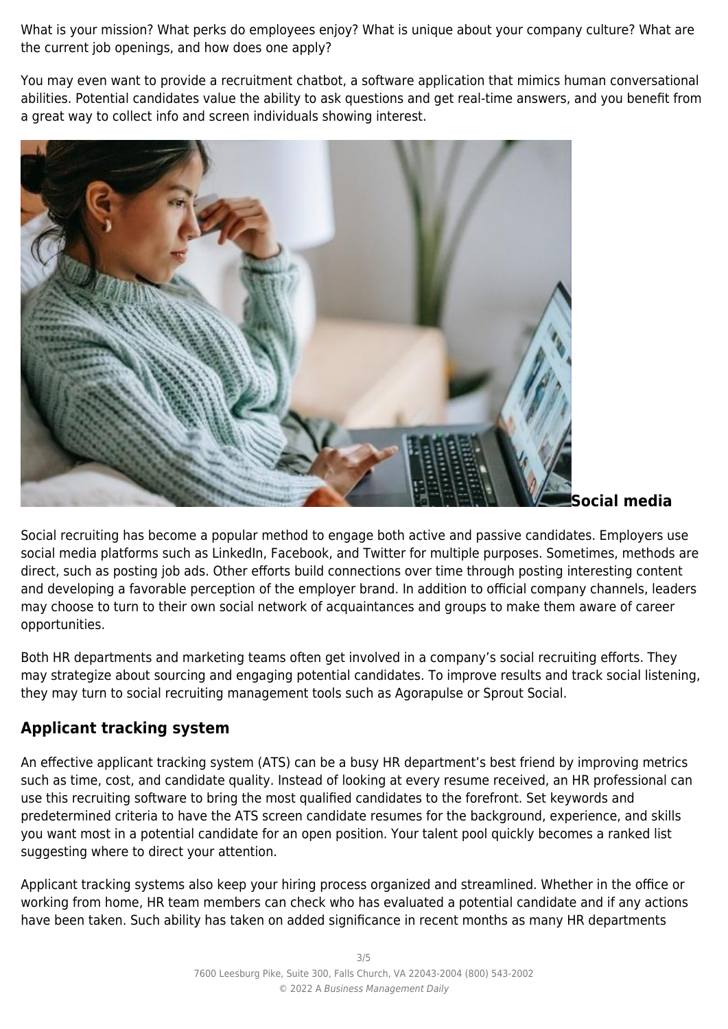What is your mission? What perks do employees enjoy? What is unique about your company culture? What are the current job openings, and how does one apply?

You may even want to provide a recruitment chatbot, a software application that mimics human conversational abilities. Potential candidates value the ability to ask questions and get real-time answers, and you benefit from a great way to collect info and screen individuals showing interest.

## Social media

Social recruiting has become a popular method to engage both active and passive candidates. Employers use social media platforms such as LinkedIn, Facebook, and Twitter for multiple purposes. Sometimes, methods are direct, such as posting job ads. Other efforts build connections over time through posting interesting content and developing a favorable perception of the employer brand. In addition to official company channels, leaders may choose to turn to their own social network of acquaintances and groups to make them aware of career opportunities.

Both HR departments and marketing teams often get involved in a company's social recruiting efforts. They may strategize about sourcing and engaging potential candidates. To improve results and track social listening, they may turn to social recruiting management tools such as Agorapulse or Sprout Social.

## Applicant tracking system

An effective applicant tracking system (ATS) can be a busy HR department's best friend by improving metrics such as time, cost, and candidate quality. Instead of looking at every resume received, an HR professional can use this recruiting software to bring the most qualified candidates to the forefront. Set keywords and predetermined criteria to have the ATS screen candidate resumes for the background, experience, and skills you want most in a potential candidate for an open position. Your talent pool quickly becomes a ranked list suggesting where to direct your attention.

Applicant tracking systems also keep your hiring process organized and streamlined. Whether in the office or working from home, HR team members can check who has evaluated a potential candidate and if any actions have been taken. Such ability has taken on added significance in recent months as many HR departments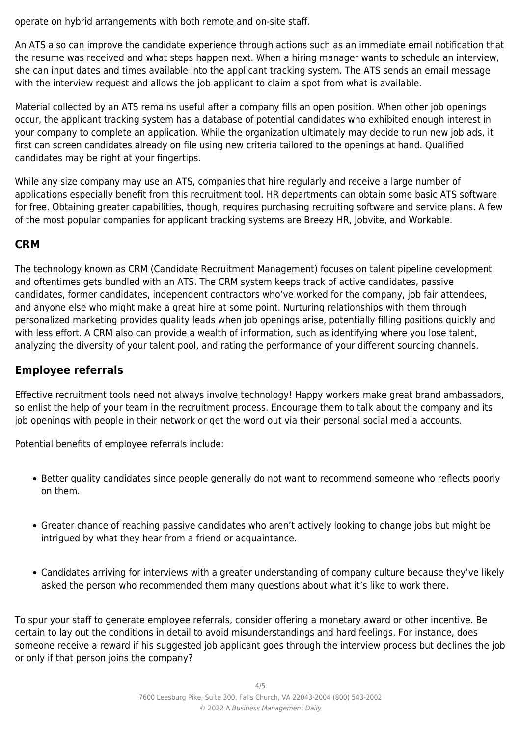operate on hybrid arrangements with both remote and on-site staff.

An ATS also can improve the candidate experience through actions such as an immediate email notification that the resume was received and what steps happen next. When a hiring manager wants to schedule an interview, she can input dates and times available into the applicant tracking system. The ATS sends an email message with the interview request and allows the job applicant to claim a spot from what is available.

Material collected by an ATS remains useful after a company fills an open position. When other job openings occur, the applicant tracking system has a database of potential candidates who exhibited enough interest in your company to complete an application. While the organization ultimately may decide to run new job ads, it first can screen candidates already on file using new criteria tailored to the openings at hand. Qualified candidates may be right at your fingertips.

While any size company may use an ATS, companies that hire regularly and receive a large number of applications especially benefit from this recruitment tool. HR departments can obtain some basic ATS software for free. Obtaining greater capabilities, though, requires purchasing recruiting software and service plans. A few of the most popular companies for applicant tracking systems are Breezy HR, Jobvite, and Workable.

## CRM

The technology known as CRM (Candidate Recruitment Management) focuses on talent pipeline development and oftentimes gets bundled with an ATS. The CRM system keeps track of active candidates, passive candidates, former candidates, independent contractors who've worked for the company, job fair attendees, and anyone else who might make a great hire at some point. Nurturing relationships with them through personalized marketing provides quality leads when job openings arise, potentially filling positions quickly and with less effort. A CRM also can provide a wealth of information, such as identifying where you lose talent, analyzing the diversity of your talent pool, and rating the performance of your different sourcing channels.

## Employee referrals

Effective recruitment tools need not always involve technology! Happy workers make great brand ambassadors, so enlist the help of your team in the recruitment process. Encourage them to talk about the company and its job openings with people in their network or get the word out via their personal social media accounts.

Potential benefits of employee referrals include:

- Better quality candidates since people generally do not want to recommend someone who reflects poorly on them.
- Greater chance of reaching passive candidates who aren't actively looking to change jobs but might be intrigued by what they hear from a friend or acquaintance.
- Candidates arriving for interviews with a greater understanding of company culture because they've likely asked the person who recommended them many questions about what it's like to work there.

To spur your staff to generate employee referrals, consider offering a monetary award or other incentive. Be certain to lay out the conditions in detail to avoid misunderstandings and hard feelings. For instance, does someone receive a reward if his suggested job applicant goes through the interview process but declines the job or only if that person joins the company?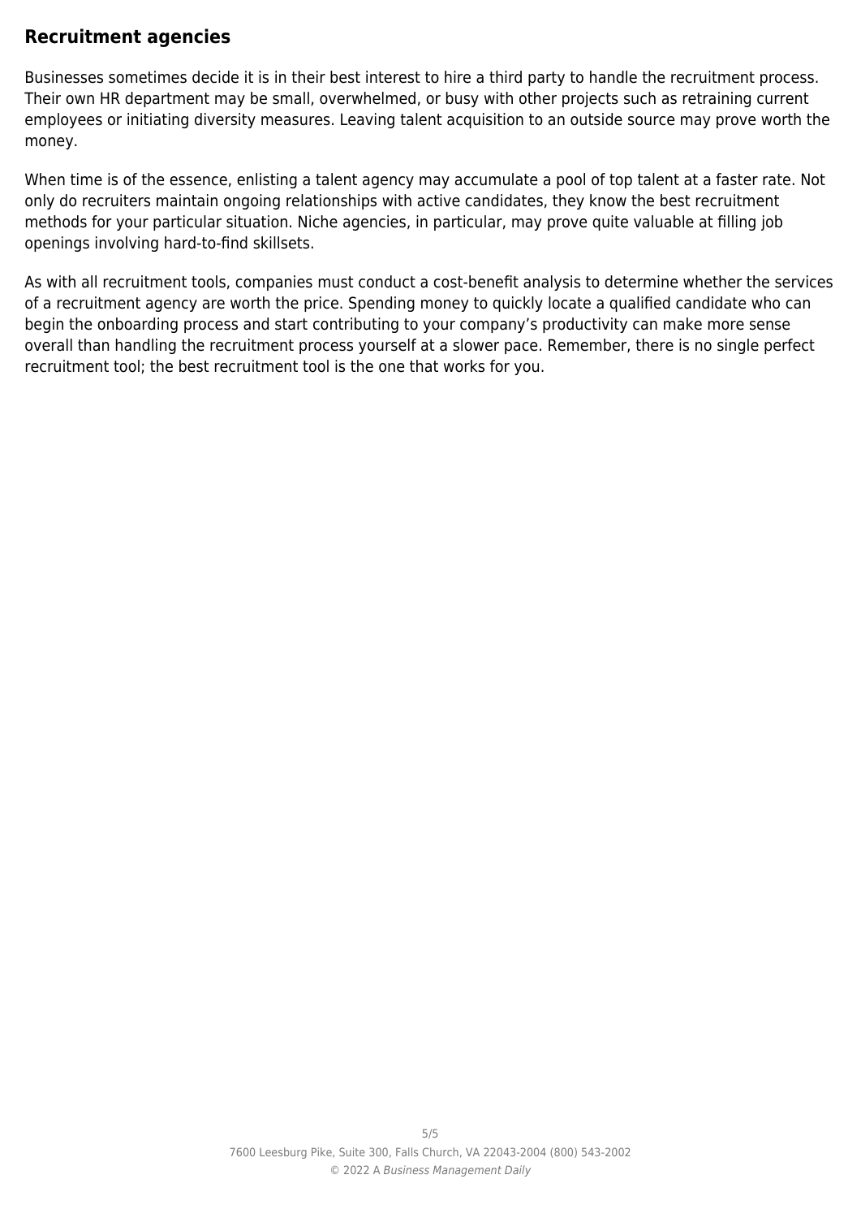## Recruitment agencies

Businesses sometimes decide it is in their best interest to hire a third party to handle the recruitment process. Their own HR department may be small, overwhelmed, or busy with other projects such as retraining current employees or initiating diversity measures. Leaving talent acquisition to an outside source may prove worth the money.

When time is of the essence, enlisting a talent agency may accumulate a pool of top talent at a faster rate. Not only do recruiters maintain ongoing relationships with active candidates, they know the best recruitment methods for your particular situation. Niche agencies, in particular, may prove quite valuable at filling job openings involving hard-to-find skillsets.

As with all recruitment tools, companies must conduct a cost-benefit analysis to determine whether the services of a recruitment agency are worth the price. Spending money to quickly locate a qualified candidate who can begin the onboarding process and start contributing to your company's productivity can make more sense overall than handling the recruitment process yourself at a slower pace. Remember, there is no single perfect recruitment tool; the best recruitment tool is the one that works for you.